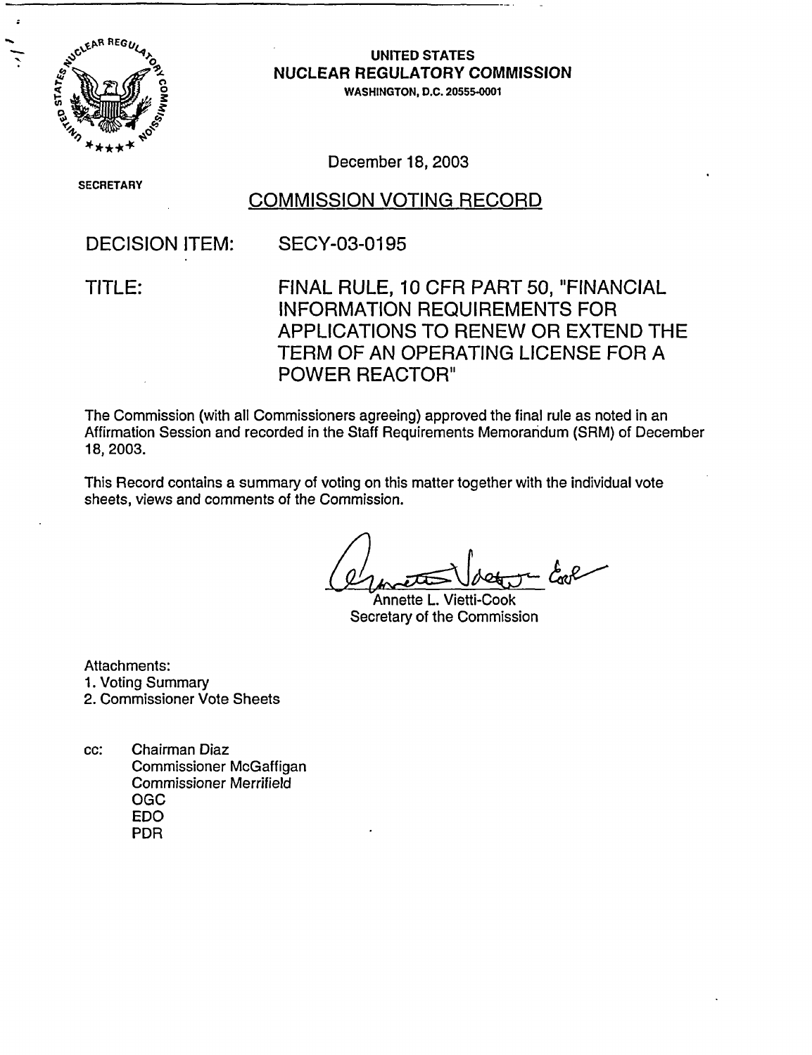**UNITED STATES**
**NUCLEAR REGULATORY COMMISSION**
**WASHINGTON, D.C. 20555-0001**

December 18, 2003

**SECRETARY**

# COMMISSION VOTING RECORD

DECISION ITEM: SECY-03-0195

TITLE: FINAL RULE, 10 CFR PART 50, "FINANCIAL INFORMATION REQUIREMENTS FOR APPLICATIONS TO RENEW OR EXTEND THE TERM OF AN OPERATING LICENSE FOR A POWER REACTOR"

The Commission (with all Commissioners agreeing) approved the final rule as noted in an Affirmation Session and recorded in the Staff Requirements Memorandum (SRM) of December 18, 2003.

This Record contains a summary of voting on this matter together with the individual vote sheets, views and comments of the Commission.

Annette L. Vietti-Cook
Secretary of the Commission

Attachments:
1. Voting Summary
2. Commissioner Vote Sheets

cc: Chairman Diaz
Commissioner McGaffigan
Commissioner Merrifield
OGC
EDO
PDR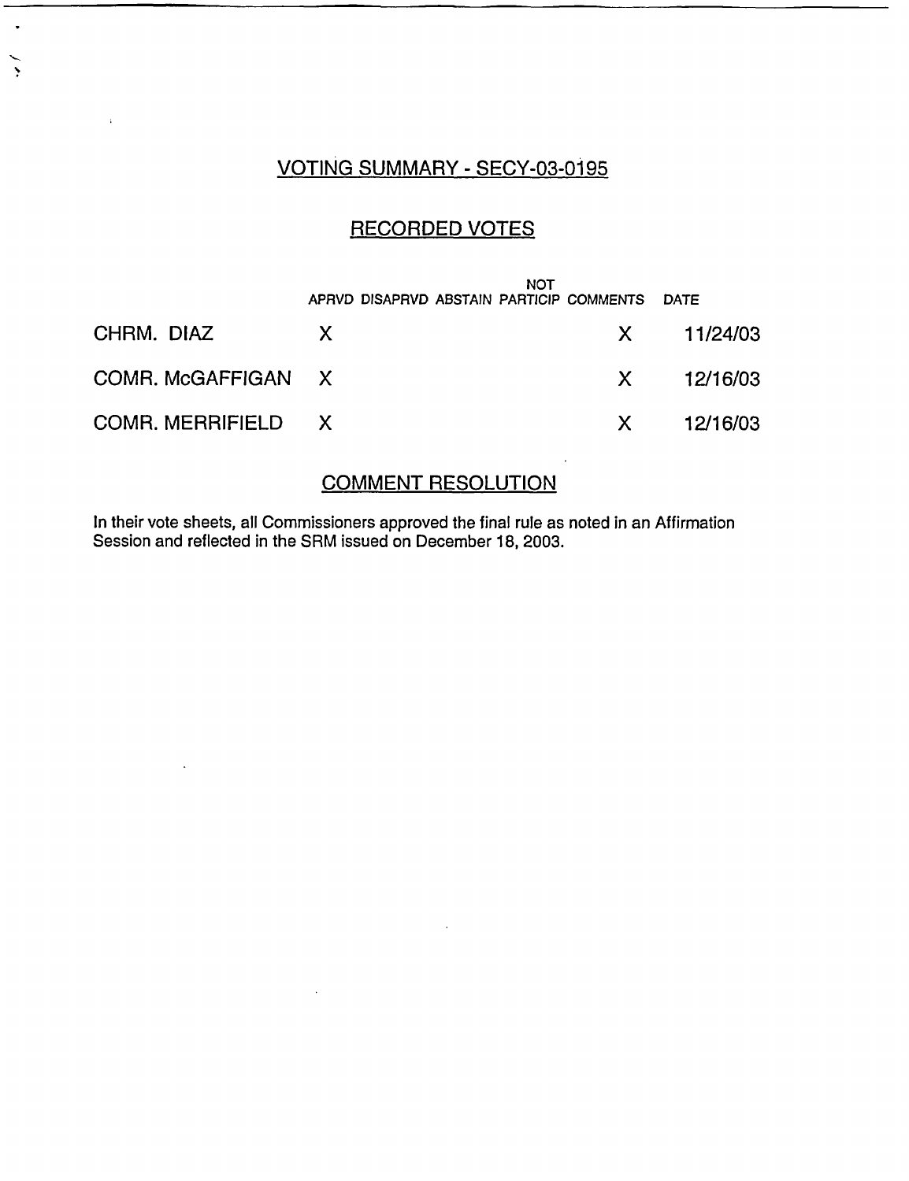## VOTING SUMMARY - SECY-03-0195

### RECORDED VOTES

| | APRVD | DISAPRVD | ABSTAIN | NOT PARTICIP | COMMENTS | DATE |
|---|---|---|---|---|---|---|
| CHRM. DIAZ | X | | | | X | 11/24/03 |
| COMR. McGAFFIGAN | X | | | | X | 12/16/03 |
| COMR. MERRIFIELD | X | | | | X | 12/16/03 |

### COMMENT RESOLUTION

In their vote sheets, all Commissioners approved the final rule as noted in an Affirmation Session and reflected in the SRM issued on December 18, 2003.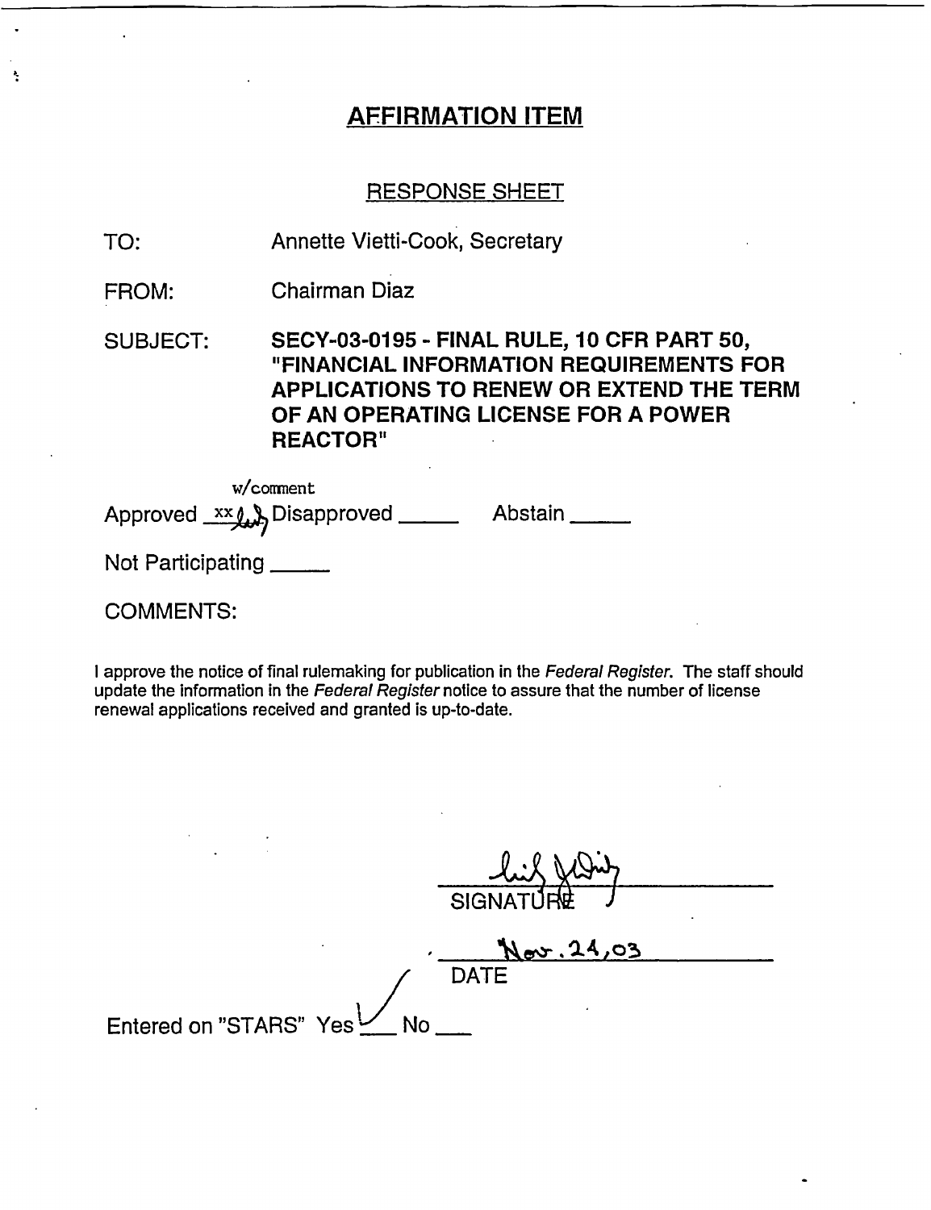## AFFIRMATION ITEM

### RESPONSE SHEET

TO: Annette Vietti-Cook, Secretary

FROM: Chairman Diaz

SUBJECT: **SECY-03-0195 - FINAL RULE, 10 CFR PART 50, "FINANCIAL INFORMATION REQUIREMENTS FOR APPLICATIONS TO RENEW OR EXTEND THE TERM OF AN OPERATING LICENSE FOR A POWER REACTOR"**

Approved xx w/comment Disapproved _____ Abstain _____

Not Participating _____

COMMENTS:

I approve the notice of final rulemaking for publication in the *Federal Register*. The staff should update the information in the *Federal Register* notice to assure that the number of license renewal applications received and granted is up-to-date.

SIGNATURE

Nov. 24, 03

DATE

Entered on "STARS" Yes ✓ No ___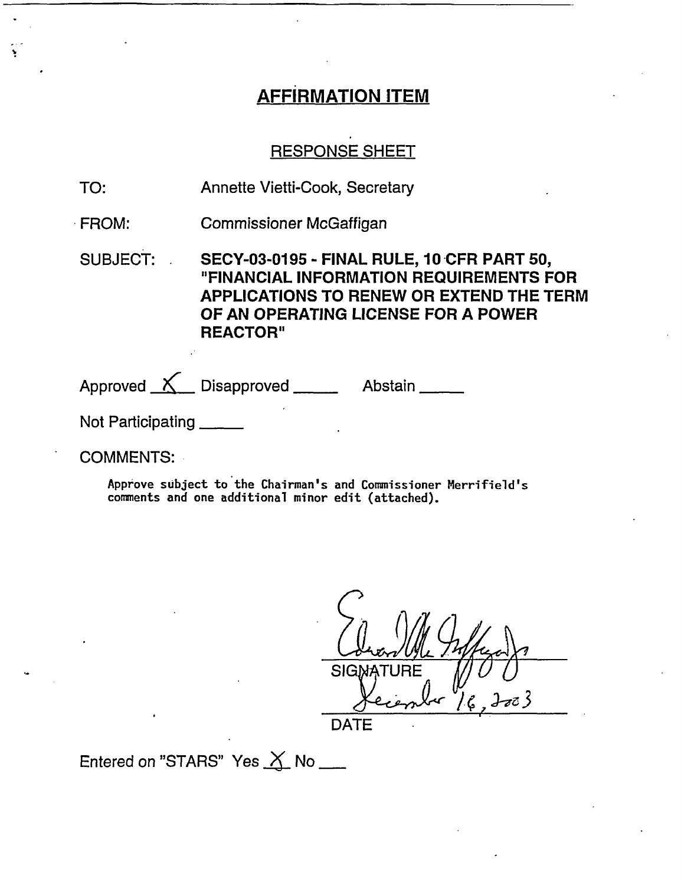# AFFIRMATION ITEM

## RESPONSE SHEET

TO: Annette Vietti-Cook, Secretary

FROM: Commissioner McGaffigan

SUBJECT: **SECY-03-0195 - FINAL RULE, 10 CFR PART 50, "FINANCIAL INFORMATION REQUIREMENTS FOR APPLICATIONS TO RENEW OR EXTEND THE TERM OF AN OPERATING LICENSE FOR A POWER REACTOR"**

Approved X Disapproved \_\_\_\_\_ Abstain \_\_\_\_\_

Not Participating \_\_\_\_\_

COMMENTS:

Approve subject to the Chairman's and Commissioner Merrifield's comments and one additional minor edit (attached).

SIGNATURE

December 16, 2003

DATE

Entered on "STARS" Yes X No \_\_\_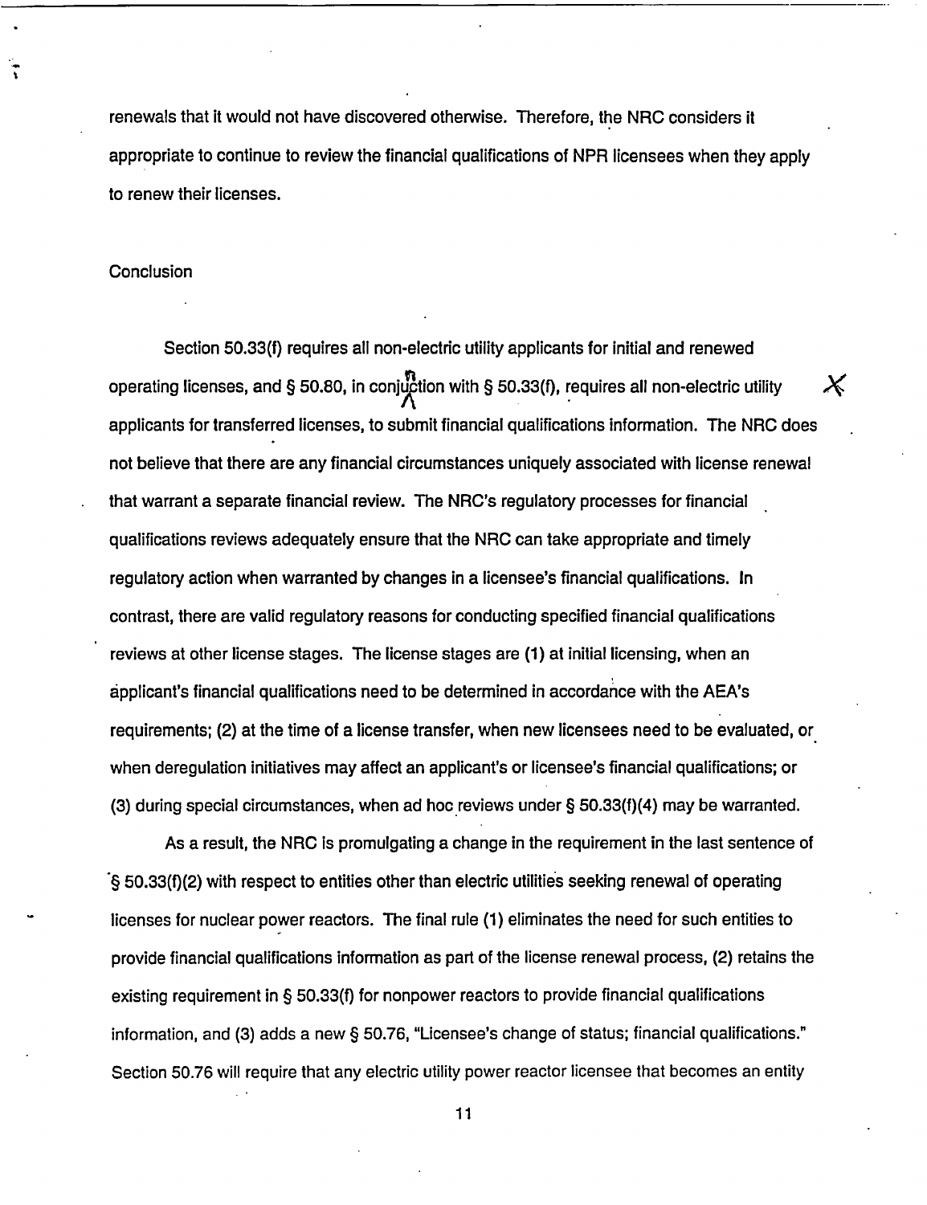renewals that it would not have discovered otherwise. Therefore, the NRC considers it appropriate to continue to review the financial qualifications of NPR licensees when they apply to renew their licenses.

Conclusion

Section 50.33(f) requires all non-electric utility applicants for initial and renewed operating licenses, and § 50.80, in conjunction with § 50.33(f), requires all non-electric utility applicants for transferred licenses, to submit financial qualifications information. The NRC does not believe that there are any financial circumstances uniquely associated with license renewal that warrant a separate financial review. The NRC's regulatory processes for financial qualifications reviews adequately ensure that the NRC can take appropriate and timely regulatory action when warranted by changes in a licensee's financial qualifications. In contrast, there are valid regulatory reasons for conducting specified financial qualifications reviews at other license stages. The license stages are (1) at initial licensing, when an applicant's financial qualifications need to be determined in accordance with the AEA's requirements; (2) at the time of a license transfer, when new licensees need to be evaluated, or when deregulation initiatives may affect an applicant's or licensee's financial qualifications; or (3) during special circumstances, when ad hoc reviews under § 50.33(f)(4) may be warranted.

As a result, the NRC is promulgating a change in the requirement in the last sentence of § 50.33(f)(2) with respect to entities other than electric utilities seeking renewal of operating licenses for nuclear power reactors. The final rule (1) eliminates the need for such entities to provide financial qualifications information as part of the license renewal process, (2) retains the existing requirement in § 50.33(f) for nonpower reactors to provide financial qualifications information, and (3) adds a new § 50.76, "Licensee's change of status; financial qualifications." Section 50.76 will require that any electric utility power reactor licensee that becomes an entity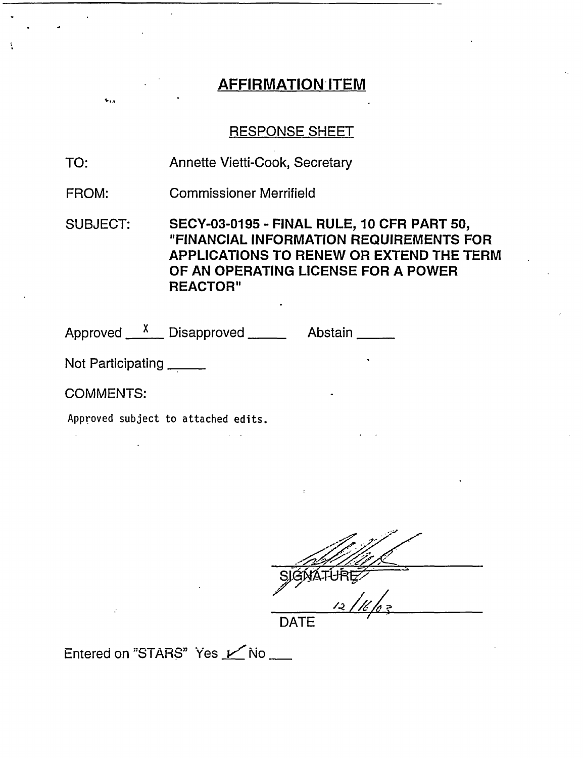## AFFIRMATION ITEM

RESPONSE SHEET

TO: Annette Vietti-Cook, Secretary

FROM: Commissioner Merrifield

SUBJECT: **SECY-03-0195 - FINAL RULE, 10 CFR PART 50, "FINANCIAL INFORMATION REQUIREMENTS FOR APPLICATIONS TO RENEW OR EXTEND THE TERM OF AN OPERATING LICENSE FOR A POWER REACTOR"**

Approved X Disapproved ____ Abstain ____

Not Participating ____

COMMENTS:

Approved subject to attached edits.

SIGNATURE

12/16/03

DATE

Entered on "STARS" Yes ✓ No ___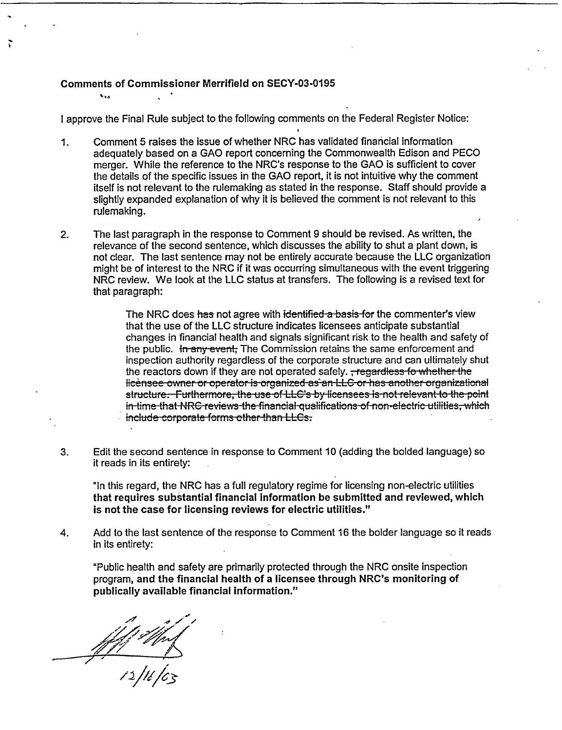**Comments of Commissioner Merrifield on SECY-03-0195**

I approve the Final Rule subject to the following comments on the Federal Register Notice:

1. Comment 5 raises the issue of whether NRC has validated financial information adequately based on a GAO report concerning the Commonwealth Edison and PECO merger. While the reference to the NRC's response to the GAO is sufficient to cover the details of the specific issues in the GAO report, it is not intuitive why the comment itself is not relevant to the rulemaking as stated in the response. Staff should provide a slightly expanded explanation of why it is believed the comment is not relevant to this rulemaking.

2. The last paragraph in the response to Comment 9 should be revised. As written, the relevance of the second sentence, which discusses the ability to shut a plant down, is not clear. The last sentence may not be entirely accurate because the LLC organization might be of interest to the NRC if it was occurring simultaneous with the event triggering NRC review. We look at the LLC status at transfers. The following is a revised text for that paragraph:

   > The NRC does ~~has~~ not agree with ~~identified a basis for~~ the commenter's view that the use of the LLC structure indicates licensees anticipate substantial changes in financial health and signals significant risk to the health and safety of the public. ~~In any event,~~ The Commission retains the same enforcement and inspection authority regardless of the corporate structure and can ultimately shut the reactors down if they are not operated safely. ~~, regardless to whether the licensee owner or operator is organized as an LLC or has another organizational structure. Furthermore, the use of LLC's by licensees is not relevant to the point in time that NRC reviews the financial qualifications of non-electric utilities, which include corporate forms other than LLCs.~~

3. Edit the second sentence in response to Comment 10 (adding the bolded language) so it reads in its entirety:

   "In this regard, the NRC has a full regulatory regime for licensing non-electric utilities **that requires substantial financial information be submitted and reviewed, which is not the case for licensing reviews for electric utilities."**

4. Add to the last sentence of the response to Comment 16 the bolder language so it reads in its entirety:

   "Public health and safety are primarily protected through the NRC onsite inspection program, **and the financial health of a licensee through NRC's monitoring of publically available financial information."**

12/16/03